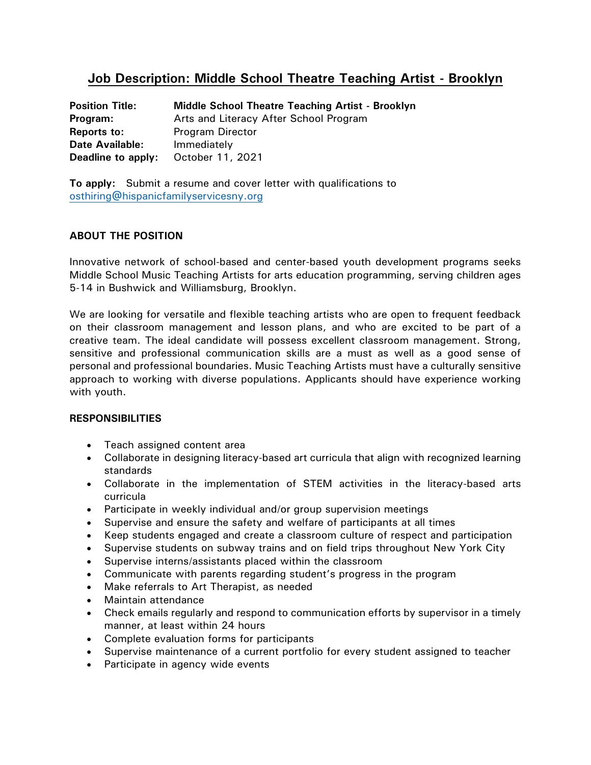# Job Description: Middle School Theatre Teaching Artist - Brooklyn

**Position Title:** **Middle School Theatre Teaching Artist - Brooklyn**
**Program:** Arts and Literacy After School Program
**Reports to:** Program Director
**Date Available:** Immediately
**Deadline to apply:** October 11, 2021

**To apply:** Submit a resume and cover letter with qualifications to osthiring@hispanicfamilyservicesny.org

## ABOUT THE POSITION

Innovative network of school-based and center-based youth development programs seeks Middle School Music Teaching Artists for arts education programming, serving children ages 5-14 in Bushwick and Williamsburg, Brooklyn.

We are looking for versatile and flexible teaching artists who are open to frequent feedback on their classroom management and lesson plans, and who are excited to be part of a creative team. The ideal candidate will possess excellent classroom management. Strong, sensitive and professional communication skills are a must as well as a good sense of personal and professional boundaries. Music Teaching Artists must have a culturally sensitive approach to working with diverse populations. Applicants should have experience working with youth.

## RESPONSIBILITIES

- Teach assigned content area
- Collaborate in designing literacy-based art curricula that align with recognized learning standards
- Collaborate in the implementation of STEM activities in the literacy-based arts curricula
- Participate in weekly individual and/or group supervision meetings
- Supervise and ensure the safety and welfare of participants at all times
- Keep students engaged and create a classroom culture of respect and participation
- Supervise students on subway trains and on field trips throughout New York City
- Supervise interns/assistants placed within the classroom
- Communicate with parents regarding student's progress in the program
- Make referrals to Art Therapist, as needed
- Maintain attendance
- Check emails regularly and respond to communication efforts by supervisor in a timely manner, at least within 24 hours
- Complete evaluation forms for participants
- Supervise maintenance of a current portfolio for every student assigned to teacher
- Participate in agency wide events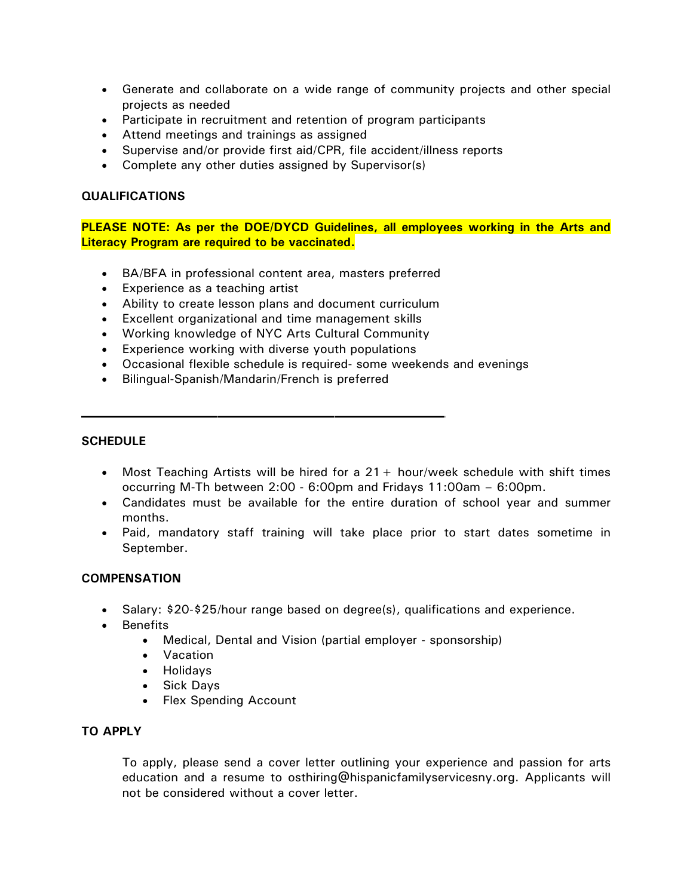- Generate and collaborate on a wide range of community projects and other special projects as needed
- Participate in recruitment and retention of program participants
- Attend meetings and trainings as assigned
- Supervise and/or provide first aid/CPR, file accident/illness reports
- Complete any other duties assigned by Supervisor(s)

**QUALIFICATIONS**

**PLEASE NOTE: As per the DOE/DYCD Guidelines, all employees working in the Arts and Literacy Program are required to be vaccinated.**

- BA/BFA in professional content area, masters preferred
- Experience as a teaching artist
- Ability to create lesson plans and document curriculum
- Excellent organizational and time management skills
- Working knowledge of NYC Arts Cultural Community
- Experience working with diverse youth populations
- Occasional flexible schedule is required- some weekends and evenings
- Bilingual-Spanish/Mandarin/French is preferred

---

**SCHEDULE**

- Most Teaching Artists will be hired for a 21+ hour/week schedule with shift times occurring M-Th between 2:00 - 6:00pm and Fridays 11:00am – 6:00pm.
- Candidates must be available for the entire duration of school year and summer months.
- Paid, mandatory staff training will take place prior to start dates sometime in September.

**COMPENSATION**

- Salary: $20-$25/hour range based on degree(s), qualifications and experience.
- Benefits
  - Medical, Dental and Vision (partial employer - sponsorship)
  - Vacation
  - Holidays
  - Sick Days
  - Flex Spending Account

**TO APPLY**

To apply, please send a cover letter outlining your experience and passion for arts education and a resume to osthiring@hispanicfamilyservicesny.org. Applicants will not be considered without a cover letter.